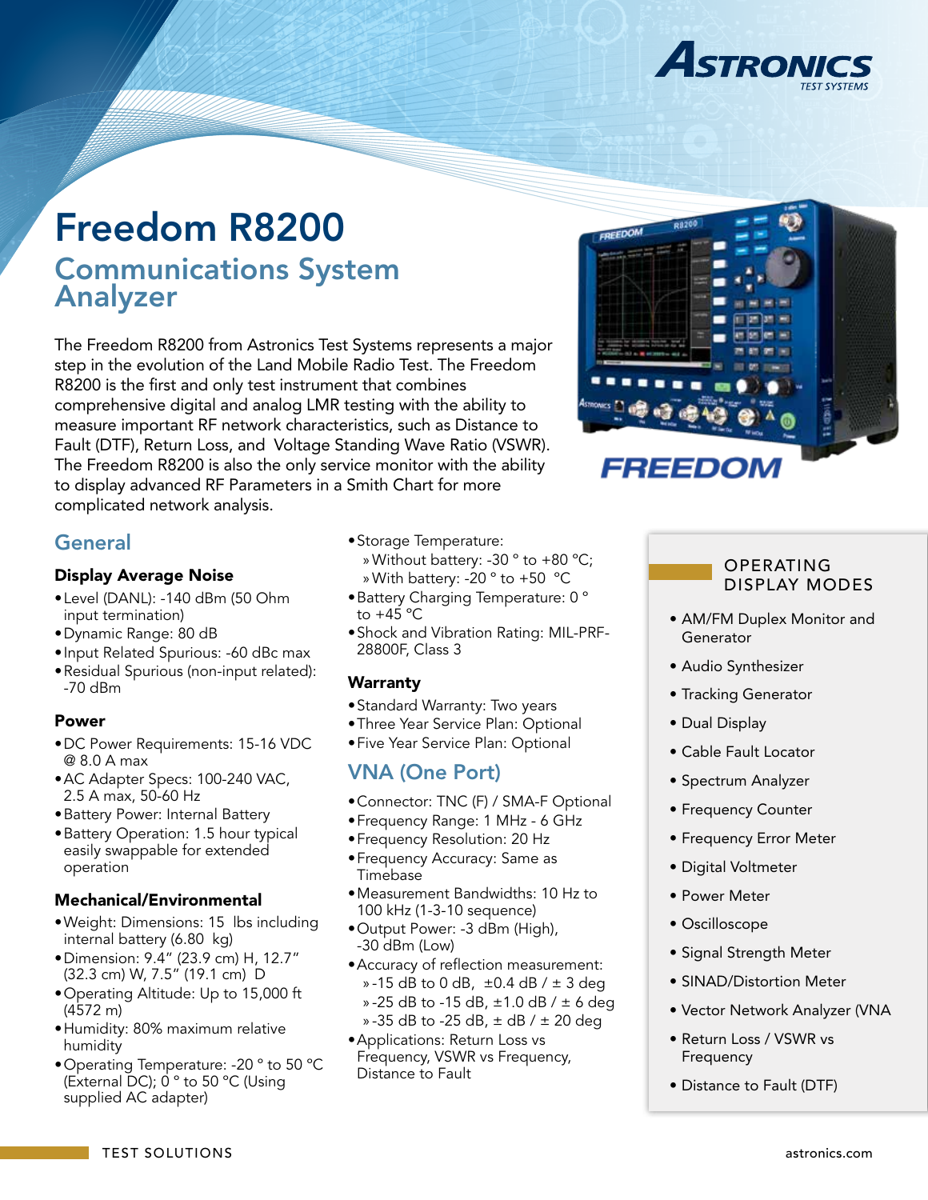# Freedom R8200

## Communications System Analyzer

The Freedom R8200 from Astronics Test Systems represents a major step in the evolution of the Land Mobile Radio Test. The Freedom R8200 is the first and only test instrument that combines comprehensive digital and analog LMR testing with the ability to measure important RF network characteristics, such as Distance to Fault (DTF), Return Loss, and Voltage Standing Wave Ratio (VSWR). The Freedom R8200 is also the only service monitor with the ability to display advanced RF Parameters in a Smith Chart for more complicated network analysis.

## General

### Display Average Noise

- Level (DANL): -140 dBm (50 Ohm input termination)
- Dynamic Range: 80 dB
- Input Related Spurious: -60 dBc max
- Residual Spurious (non-input related): -70 dBm

### Power

- DC Power Requirements: 15-16 VDC @ 8.0 A max
- AC Adapter Specs: 100-240 VAC, 2.5 A max, 50-60 Hz
- Battery Power: Internal Battery
- Battery Operation: 1.5 hour typical easily swappable for extended operation

### Mechanical/Environmental

- Weight: Dimensions: 15 lbs including internal battery (6.80 kg)
- Dimension: 9.4" (23.9 cm) H, 12.7" (32.3 cm) W, 7.5" (19.1 cm) D
- Operating Altitude: Up to 15,000 ft (4572 m)
- Humidity: 80% maximum relative humidity
- Operating Temperature: -20 ° to 50 °C (External DC); 0 ° to 50 °C (Using supplied AC adapter)
- Storage Temperature:
  - Without battery: -30 ° to +80 °C;
  - With battery: -20 ° to +50 °C
- Battery Charging Temperature: 0 ° to +45 °C
- Shock and Vibration Rating: MIL-PRF-28800F, Class 3

### Warranty

- Standard Warranty: Two years
- Three Year Service Plan: Optional
- Five Year Service Plan: Optional

## VNA (One Port)

- Connector: TNC (F) / SMA-F Optional
- Frequency Range: 1 MHz - 6 GHz
- Frequency Resolution: 20 Hz
- Frequency Accuracy: Same as Timebase
- Measurement Bandwidths: 10 Hz to 100 kHz (1-3-10 sequence)
- Output Power: -3 dBm (High), -30 dBm (Low)
- Accuracy of reflection measurement:
  - -15 dB to 0 dB, ±0.4 dB / ± 3 deg
  - -25 dB to -15 dB, ±1.0 dB / ± 6 deg
  - -35 dB to -25 dB, ± dB / ± 20 deg
- Applications: Return Loss vs Frequency, VSWR vs Frequency, Distance to Fault

## OPERATING DISPLAY MODES

- AM/FM Duplex Monitor and Generator
- Audio Synthesizer
- Tracking Generator
- Dual Display
- Cable Fault Locator
- Spectrum Analyzer
- Frequency Counter
- Frequency Error Meter
- Digital Voltmeter
- Power Meter
- Oscilloscope
- Signal Strength Meter
- SINAD/Distortion Meter
- Vector Network Analyzer (VNA
- Return Loss / VSWR vs Frequency
- Distance to Fault (DTF)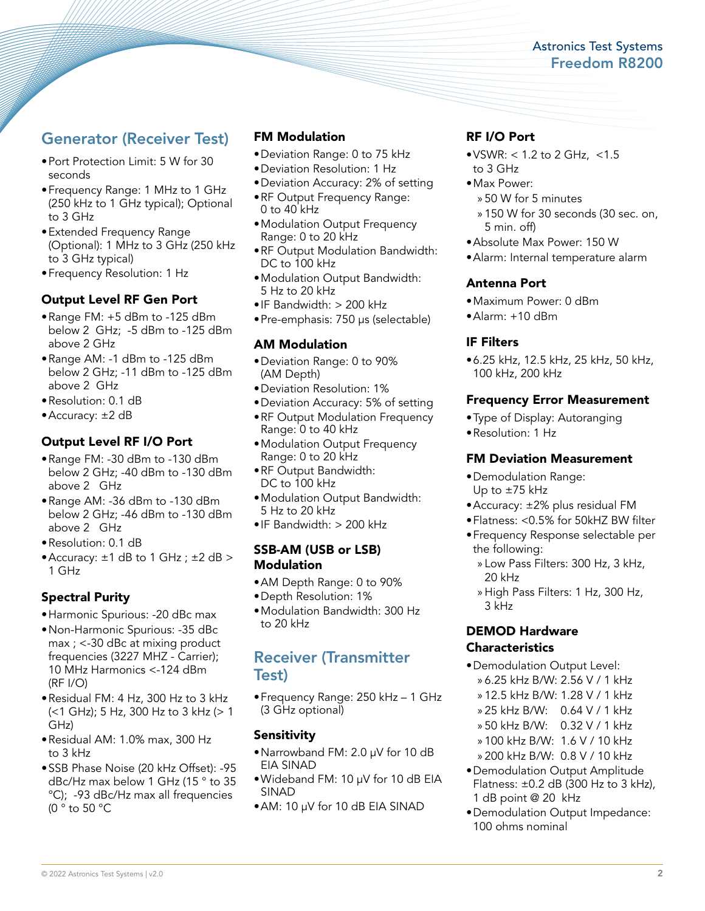## Generator (Receiver Test)

- Port Protection Limit: 5 W for 30 seconds
- Frequency Range: 1 MHz to 1 GHz (250 kHz to 1 GHz typical); Optional to 3 GHz
- Extended Frequency Range (Optional): 1 MHz to 3 GHz (250 kHz to 3 GHz typical)
- Frequency Resolution: 1 Hz

### Output Level RF Gen Port

- Range FM: +5 dBm to -125 dBm below 2 GHz; -5 dBm to -125 dBm above 2 GHz
- Range AM: -1 dBm to -125 dBm below 2 GHz; -11 dBm to -125 dBm above 2 GHz
- Resolution: 0.1 dB
- Accuracy: ±2 dB

### Output Level RF I/O Port

- Range FM: -30 dBm to -130 dBm below 2 GHz; -40 dBm to -130 dBm above 2 GHz
- Range AM: -36 dBm to -130 dBm below 2 GHz; -46 dBm to -130 dBm above 2 GHz
- Resolution: 0.1 dB
- Accuracy: ±1 dB to 1 GHz ; ±2 dB > 1 GHz

### Spectral Purity

- Harmonic Spurious: -20 dBc max
- Non-Harmonic Spurious: -35 dBc max ; <-30 dBc at mixing product frequencies (3227 MHZ - Carrier); 10 MHz Harmonics <-124 dBm (RF I/O)
- Residual FM: 4 Hz, 300 Hz to 3 kHz (<1 GHz); 5 Hz, 300 Hz to 3 kHz (> 1 GHz)
- Residual AM: 1.0% max, 300 Hz to 3 kHz
- SSB Phase Noise (20 kHz Offset): -95 dBc/Hz max below 1 GHz (15 ° to 35 °C); -93 dBc/Hz max all frequencies (0 ° to 50 °C

### FM Modulation

- Deviation Range: 0 to 75 kHz
- Deviation Resolution: 1 Hz
- Deviation Accuracy: 2% of setting
- RF Output Frequency Range: 0 to 40 kHz
- Modulation Output Frequency Range: 0 to 20 kHz
- RF Output Modulation Bandwidth: DC to 100 kHz
- Modulation Output Bandwidth: 5 Hz to 20 kHz
- IF Bandwidth: > 200 kHz
- Pre-emphasis: 750 µs (selectable)

### AM Modulation

- Deviation Range: 0 to 90% (AM Depth)
- Deviation Resolution: 1%
- Deviation Accuracy: 5% of setting
- RF Output Modulation Frequency Range: 0 to 40 kHz
- Modulation Output Frequency Range: 0 to 20 kHz
- RF Output Bandwidth: DC to 100 kHz
- Modulation Output Bandwidth: 5 Hz to 20 kHz
- IF Bandwidth: > 200 kHz

### SSB-AM (USB or LSB) Modulation

- AM Depth Range: 0 to 90%
- Depth Resolution: 1%
- Modulation Bandwidth: 300 Hz to 20 kHz

## Receiver (Transmitter Test)

- Frequency Range: 250 kHz – 1 GHz (3 GHz optional)

### Sensitivity

- Narrowband FM: 2.0 µV for 10 dB EIA SINAD
- Wideband FM: 10 µV for 10 dB EIA SINAD
- AM: 10 µV for 10 dB EIA SINAD

### RF I/O Port

- VSWR: < 1.2 to 2 GHz, <1.5 to 3 GHz
- Max Power:
  - 50 W for 5 minutes
  - 150 W for 30 seconds (30 sec. on, 5 min. off)
- Absolute Max Power: 150 W
- Alarm: Internal temperature alarm

### Antenna Port

- Maximum Power: 0 dBm
- Alarm: +10 dBm

### IF Filters

- 6.25 kHz, 12.5 kHz, 25 kHz, 50 kHz, 100 kHz, 200 kHz

### Frequency Error Measurement

- Type of Display: Autoranging
- Resolution: 1 Hz

### FM Deviation Measurement

- Demodulation Range: Up to ±75 kHz
- Accuracy: ±2% plus residual FM
- Flatness: <0.5% for 50kHZ BW filter
- Frequency Response selectable per the following:
  - Low Pass Filters: 300 Hz, 3 kHz, 20 kHz
  - High Pass Filters: 1 Hz, 300 Hz, 3 kHz

### DEMOD Hardware Characteristics

- Demodulation Output Level:
  - 6.25 kHz B/W: 2.56 V / 1 kHz
  - 12.5 kHz B/W: 1.28 V / 1 kHz
  - 25 kHz B/W: 0.64 V / 1 kHz
  - 50 kHz B/W: 0.32 V / 1 kHz
  - 100 kHz B/W: 1.6 V / 10 kHz
  - 200 kHz B/W: 0.8 V / 10 kHz
- Demodulation Output Amplitude Flatness: ±0.2 dB (300 Hz to 3 kHz), 1 dB point @ 20 kHz
- Demodulation Output Impedance: 100 ohms nominal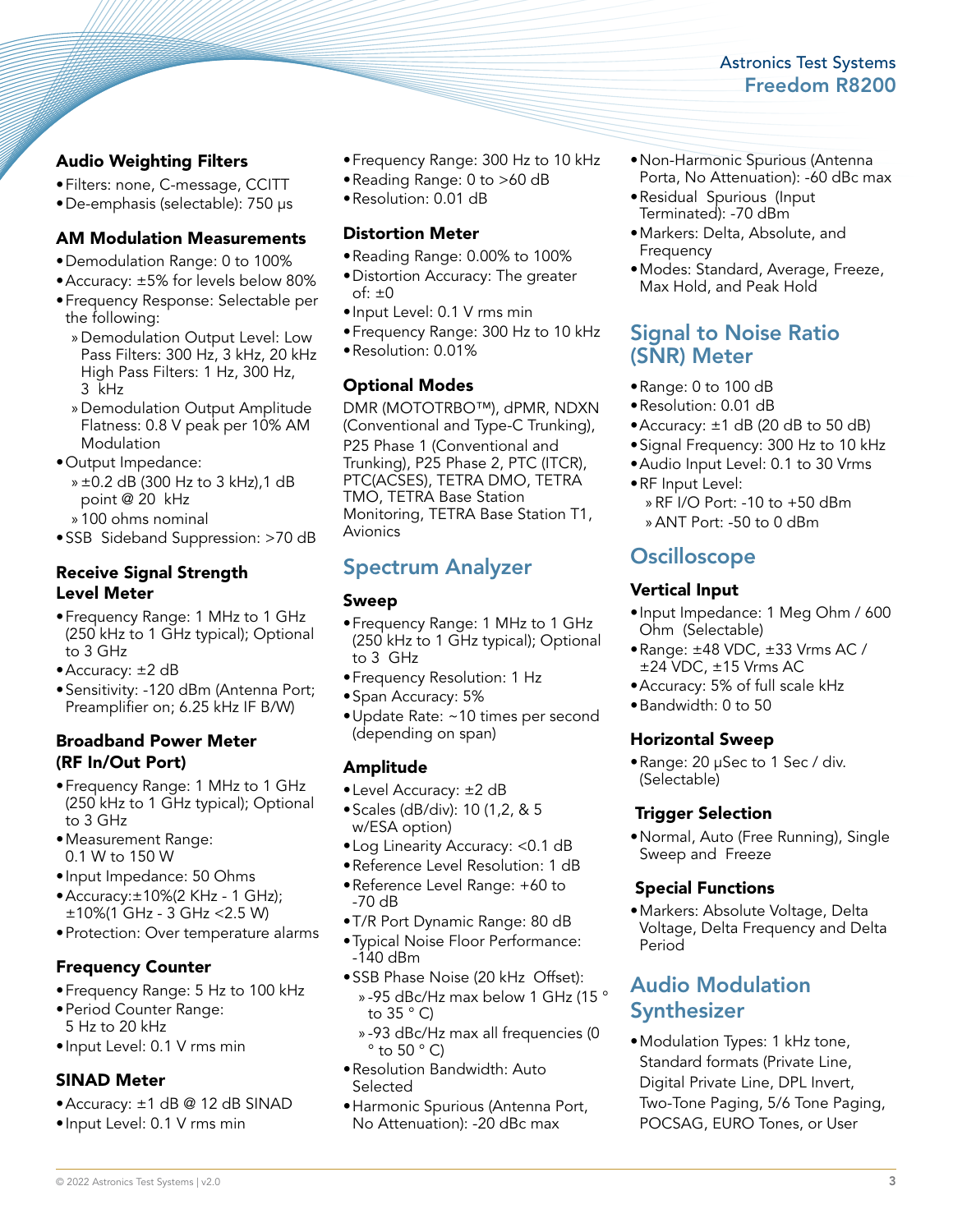### Audio Weighting Filters

- Filters: none, C-message, CCITT
- De-emphasis (selectable): 750 µs

### AM Modulation Measurements

- Demodulation Range: 0 to 100%
- Accuracy: ±5% for levels below 80%
- Frequency Response: Selectable per the following:
  - Demodulation Output Level: Low Pass Filters: 300 Hz, 3 kHz, 20 kHz High Pass Filters: 1 Hz, 300 Hz, 3 kHz
  - Demodulation Output Amplitude Flatness: 0.8 V peak per 10% AM Modulation
- Output Impedance:
  - ±0.2 dB (300 Hz to 3 kHz),1 dB point @ 20 kHz
  - 100 ohms nominal
- SSB Sideband Suppression: >70 dB

### Receive Signal Strength Level Meter

- Frequency Range: 1 MHz to 1 GHz (250 kHz to 1 GHz typical); Optional to 3 GHz
- Accuracy: ±2 dB
- Sensitivity: -120 dBm (Antenna Port; Preamplifier on; 6.25 kHz IF B/W)

### Broadband Power Meter (RF In/Out Port)

- Frequency Range: 1 MHz to 1 GHz (250 kHz to 1 GHz typical); Optional to 3 GHz
- Measurement Range: 0.1 W to 150 W
- Input Impedance: 50 Ohms
- Accuracy:±10%(2 KHz - 1 GHz); ±10%(1 GHz - 3 GHz <2.5 W)
- Protection: Over temperature alarms

### Frequency Counter

- Frequency Range: 5 Hz to 100 kHz
- Period Counter Range: 5 Hz to 20 kHz
- Input Level: 0.1 V rms min

### SINAD Meter

- Accuracy: ±1 dB @ 12 dB SINAD
- Input Level: 0.1 V rms min
- Frequency Range: 300 Hz to 10 kHz
- Reading Range: 0 to >60 dB
- Resolution: 0.01 dB

### Distortion Meter

- Reading Range: 0.00% to 100%
- Distortion Accuracy: The greater of: ±0
- Input Level: 0.1 V rms min
- Frequency Range: 300 Hz to 10 kHz
- Resolution: 0.01%

### Optional Modes

DMR (MOTOTRBO™), dPMR, NDXN (Conventional and Type-C Trunking), P25 Phase 1 (Conventional and Trunking), P25 Phase 2, PTC (ITCR), PTC(ACSES), TETRA DMO, TETRA TMO, TETRA Base Station Monitoring, TETRA Base Station T1, Avionics

## Spectrum Analyzer

### Sweep

- Frequency Range: 1 MHz to 1 GHz (250 kHz to 1 GHz typical); Optional to 3 GHz
- Frequency Resolution: 1 Hz
- Span Accuracy: 5%
- Update Rate: ~10 times per second (depending on span)

### Amplitude

- Level Accuracy: ±2 dB
- Scales (dB/div): 10 (1,2, & 5 w/ESA option)
- Log Linearity Accuracy: <0.1 dB
- Reference Level Resolution: 1 dB
- Reference Level Range: +60 to -70 dB
- T/R Port Dynamic Range: 80 dB
- Typical Noise Floor Performance: -140 dBm
- SSB Phase Noise (20 kHz Offset):
  - -95 dBc/Hz max below 1 GHz (15 ° to 35 ° C)
  - -93 dBc/Hz max all frequencies (0 ° to 50 ° C)
- Resolution Bandwidth: Auto Selected
- Harmonic Spurious (Antenna Port, No Attenuation): -20 dBc max
- Non-Harmonic Spurious (Antenna Porta, No Attenuation): -60 dBc max
- Residual Spurious (Input Terminated): -70 dBm
- Markers: Delta, Absolute, and Frequency
- Modes: Standard, Average, Freeze, Max Hold, and Peak Hold

## Signal to Noise Ratio (SNR) Meter

- Range: 0 to 100 dB
- Resolution: 0.01 dB
- Accuracy: ±1 dB (20 dB to 50 dB)
- Signal Frequency: 300 Hz to 10 kHz
- Audio Input Level: 0.1 to 30 Vrms
- RF Input Level:
  - RF I/O Port: -10 to +50 dBm
  - ANT Port: -50 to 0 dBm

## Oscilloscope

### Vertical Input

- Input Impedance: 1 Meg Ohm / 600 Ohm (Selectable)
- Range: ±48 VDC, ±33 Vrms AC / ±24 VDC, ±15 Vrms AC
- Accuracy: 5% of full scale kHz
- Bandwidth: 0 to 50

### Horizontal Sweep

- Range: 20 µSec to 1 Sec / div. (Selectable)

### Trigger Selection

- Normal, Auto (Free Running), Single Sweep and Freeze

### Special Functions

- Markers: Absolute Voltage, Delta Voltage, Delta Frequency and Delta Period

## Audio Modulation Synthesizer

- Modulation Types: 1 kHz tone, Standard formats (Private Line, Digital Private Line, DPL Invert, Two-Tone Paging, 5/6 Tone Paging, POCSAG, EURO Tones, or User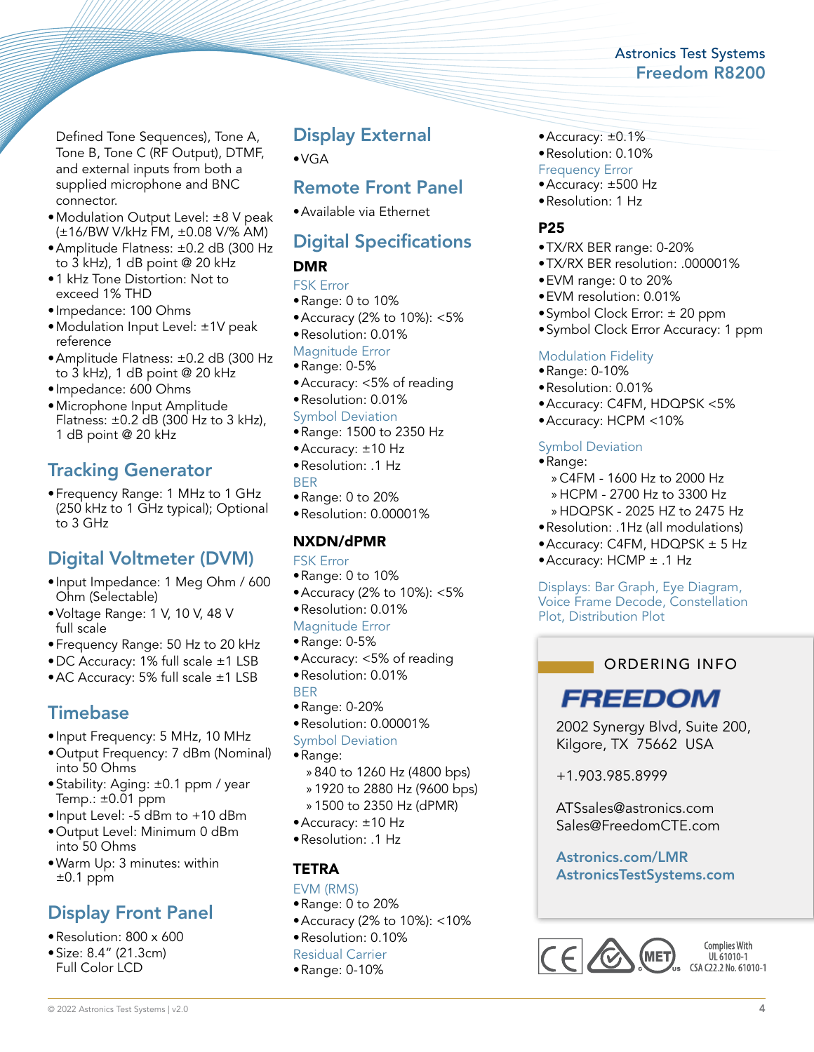Defined Tone Sequences), Tone A, Tone B, Tone C (RF Output), DTMF, and external inputs from both a supplied microphone and BNC connector.

- Modulation Output Level: ±8 V peak (±16/BW V/kHz FM, ±0.08 V/% AM)
- Amplitude Flatness: ±0.2 dB (300 Hz to 3 kHz), 1 dB point @ 20 kHz
- 1 kHz Tone Distortion: Not to exceed 1% THD
- Impedance: 100 Ohms
- Modulation Input Level: ±1V peak reference
- Amplitude Flatness: ±0.2 dB (300 Hz to 3 kHz), 1 dB point @ 20 kHz
- Impedance: 600 Ohms
- Microphone Input Amplitude Flatness: ±0.2 dB (300 Hz to 3 kHz), 1 dB point @ 20 kHz

## Tracking Generator

- Frequency Range: 1 MHz to 1 GHz (250 kHz to 1 GHz typical); Optional to 3 GHz

## Digital Voltmeter (DVM)

- Input Impedance: 1 Meg Ohm / 600 Ohm (Selectable)
- Voltage Range: 1 V, 10 V, 48 V full scale
- Frequency Range: 50 Hz to 20 kHz
- DC Accuracy: 1% full scale ±1 LSB
- AC Accuracy: 5% full scale ±1 LSB

## Timebase

- Input Frequency: 5 MHz, 10 MHz
- Output Frequency: 7 dBm (Nominal) into 50 Ohms
- Stability: Aging: ±0.1 ppm / year Temp.: ±0.01 ppm
- Input Level: -5 dBm to +10 dBm
- Output Level: Minimum 0 dBm into 50 Ohms
- Warm Up: 3 minutes: within ±0.1 ppm

## Display Front Panel

- Resolution: 800 x 600
- Size: 8.4" (21.3cm) Full Color LCD

## Display External

- VGA

## Remote Front Panel

- Available via Ethernet

## Digital Specifications

### DMR

FSK Error
- Range: 0 to 10%
- Accuracy (2% to 10%): <5%
- Resolution: 0.01%

Magnitude Error
- Range: 0-5%
- Accuracy: <5% of reading
- Resolution: 0.01%

Symbol Deviation
- Range: 1500 to 2350 Hz
- Accuracy: ±10 Hz
- Resolution: .1 Hz

BER
- Range: 0 to 20%
- Resolution: 0.00001%

### NXDN/dPMR

FSK Error
- Range: 0 to 10%
- Accuracy (2% to 10%): <5%
- Resolution: 0.01%

Magnitude Error
- Range: 0-5%
- Accuracy: <5% of reading
- Resolution: 0.01%

BER
- Range: 0-20%
- Resolution: 0.00001%

Symbol Deviation
- Range:
  - 840 to 1260 Hz (4800 bps)
  - 1920 to 2880 Hz (9600 bps)
  - 1500 to 2350 Hz (dPMR)
- Accuracy: ±10 Hz
- Resolution: .1 Hz

### TETRA

EVM (RMS)
- Range: 0 to 20%
- Accuracy (2% to 10%): <10%
- Resolution: 0.10%

Residual Carrier
- Range: 0-10%
- Accuracy: ±0.1%
- Resolution: 0.10%

Frequency Error
- Accuracy: ±500 Hz
- Resolution: 1 Hz

### P25

- TX/RX BER range: 0-20%
- TX/RX BER resolution: .000001%
- EVM range: 0 to 20%
- EVM resolution: 0.01%
- Symbol Clock Error: ± 20 ppm
- Symbol Clock Error Accuracy: 1 ppm

Modulation Fidelity
- Range: 0-10%
- Resolution: 0.01%
- Accuracy: C4FM, HDQPSK <5%
- Accuracy: HCPM <10%

Symbol Deviation
- Range:
  - C4FM - 1600 Hz to 2000 Hz
  - HCPM - 2700 Hz to 3300 Hz
  - HDQPSK - 2025 HZ to 2475 Hz
- Resolution: .1Hz (all modulations)
- Accuracy: C4FM, HDQPSK ± 5 Hz
- Accuracy: HCMP ± .1 Hz

Displays: Bar Graph, Eye Diagram, Voice Frame Decode, Constellation Plot, Distribution Plot

## ORDERING INFO

**FREEDOM**

2002 Synergy Blvd, Suite 200,
Kilgore, TX 75662 USA

+1.903.985.8999

ATSsales@astronics.com
Sales@FreedomCTE.com

**Astronics.com/LMR**
**AstronicsTestSystems.com**

Complies With UL 61010-1 CSA C22.2 No. 61010-1

© 2022 Astronics Test Systems | v2.0